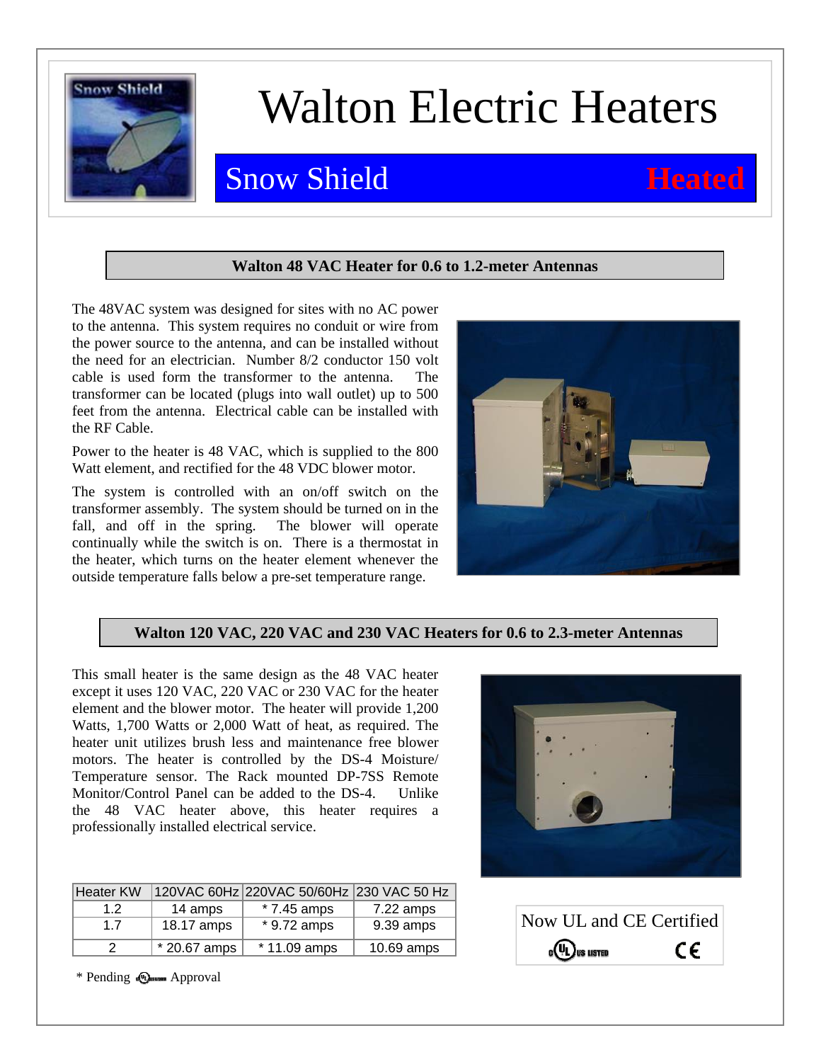# Walton Electric Heaters

## Snow Shield **Heated**

### Walton 48 VAC Heater for 0.6 to 1.2-meter Antennas

The 48VAC system was designed for sites with no AC power to the antenna. This system requires no conduit or wire from the power source to the antenna, and can be installed without the need for an electrician. Number 8/2 conductor 150 volt cable is used form the transformer to the antenna. The transformer can be located (plugs into wall outlet) up to 500 feet from the antenna. Electrical cable can be installed with the RF Cable.

Power to the heater is 48 VAC, which is supplied to the 800 Watt element, and rectified for the 48 VDC blower motor.

The system is controlled with an on/off switch on the transformer assembly. The system should be turned on in the fall, and off in the spring. The blower will operate continually while the switch is on. There is a thermostat in the heater, which turns on the heater element whenever the outside temperature falls below a pre-set temperature range.

### Walton 120 VAC, 220 VAC and 230 VAC Heaters for 0.6 to 2.3-meter Antennas

This small heater is the same design as the 48 VAC heater except it uses 120 VAC, 220 VAC or 230 VAC for the heater element and the blower motor. The heater will provide 1,200 Watts, 1,700 Watts or 2,000 Watt of heat, as required. The heater unit utilizes brush less and maintenance free blower motors. The heater is controlled by the DS-4 Moisture/ Temperature sensor. The Rack mounted DP-7SS Remote Monitor/Control Panel can be added to the DS-4. Unlike the 48 VAC heater above, this heater requires a professionally installed electrical service.

| Heater KW | 120VAC 60Hz | 220VAC 50/60Hz | 230 VAC 50 Hz |
|---|---|---|---|
| 1.2 | 14 amps | * 7.45 amps | 7.22 amps |
| 1.7 | 18.17 amps | * 9.72 amps | 9.39 amps |
| 2 | * 20.67 amps | * 11.09 amps | 10.69 amps |

* Pending UL Approval

Now UL and CE Certified

c UL us LISTED CE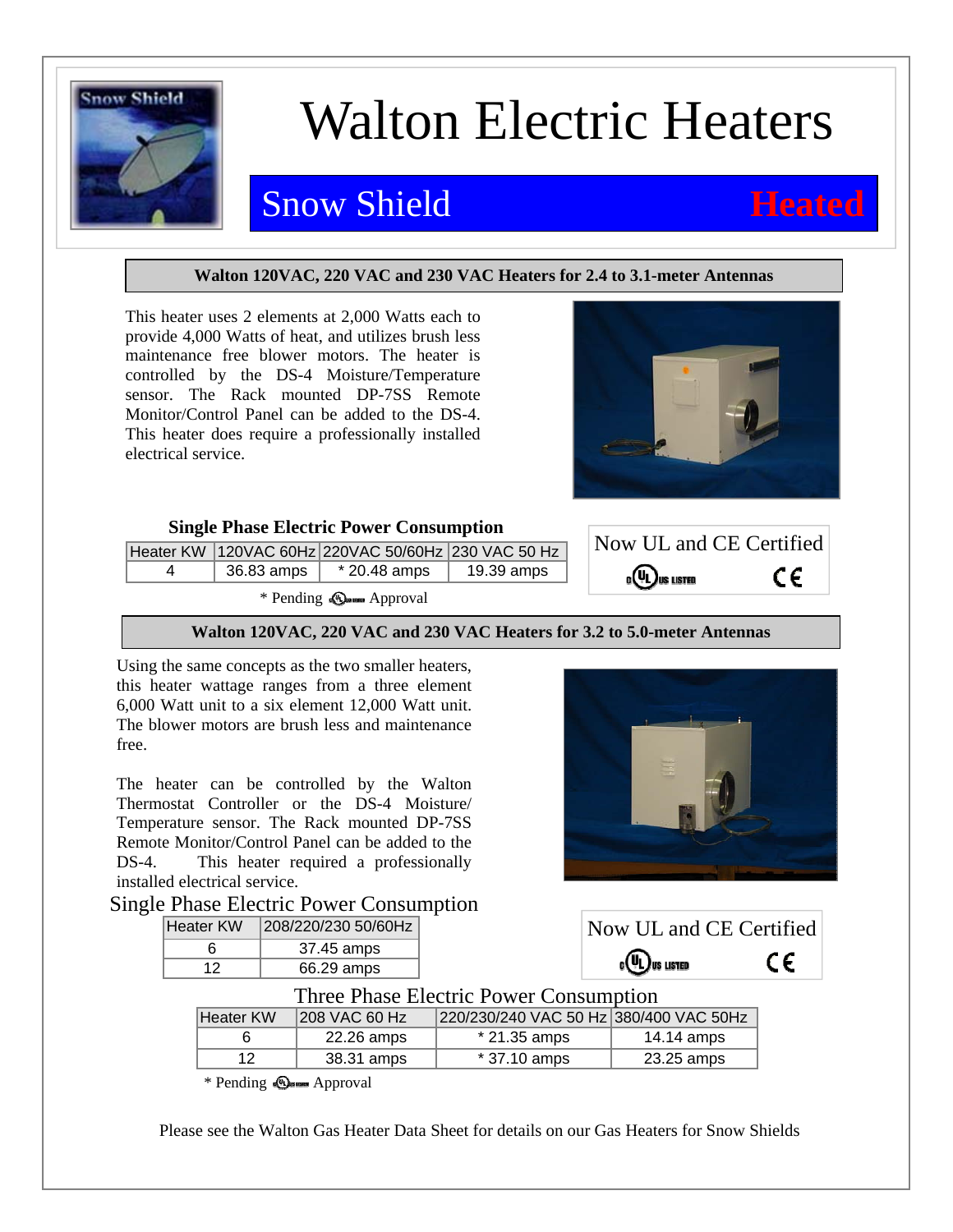# Walton Electric Heaters

## Snow Shield **Heated**

**Walton 120VAC, 220 VAC and 230 VAC Heaters for 2.4 to 3.1-meter Antennas**

This heater uses 2 elements at 2,000 Watts each to provide 4,000 Watts of heat, and utilizes brush less maintenance free blower motors. The heater is controlled by the DS-4 Moisture/Temperature sensor. The Rack mounted DP-7SS Remote Monitor/Control Panel can be added to the DS-4. This heater does require a professionally installed electrical service.

**Single Phase Electric Power Consumption**

| Heater KW | 120VAC 60Hz | 220VAC 50/60Hz | 230 VAC 50 Hz |
|---|---|---|---|
| 4 | 36.83 amps | * 20.48 amps | 19.39 amps |

* Pending UL Approval

Now UL and CE Certified

**Walton 120VAC, 220 VAC and 230 VAC Heaters for 3.2 to 5.0-meter Antennas**

Using the same concepts as the two smaller heaters, this heater wattage ranges from a three element 6,000 Watt unit to a six element 12,000 Watt unit. The blower motors are brush less and maintenance free.

The heater can be controlled by the Walton Thermostat Controller or the DS-4 Moisture/ Temperature sensor. The Rack mounted DP-7SS Remote Monitor/Control Panel can be added to the DS-4. This heater required a professionally installed electrical service.

Single Phase Electric Power Consumption

| Heater KW | 208/220/230 50/60Hz |
|---|---|
| 6 | 37.45 amps |
| 12 | 66.29 amps |

Now UL and CE Certified

Three Phase Electric Power Consumption

| Heater KW | 208 VAC 60 Hz | 220/230/240 VAC 50 Hz | 380/400 VAC 50Hz |
|---|---|---|---|
| 6 | 22.26 amps | * 21.35 amps | 14.14 amps |
| 12 | 38.31 amps | * 37.10 amps | 23.25 amps |

* Pending UL Approval

Please see the Walton Gas Heater Data Sheet for details on our Gas Heaters for Snow Shields